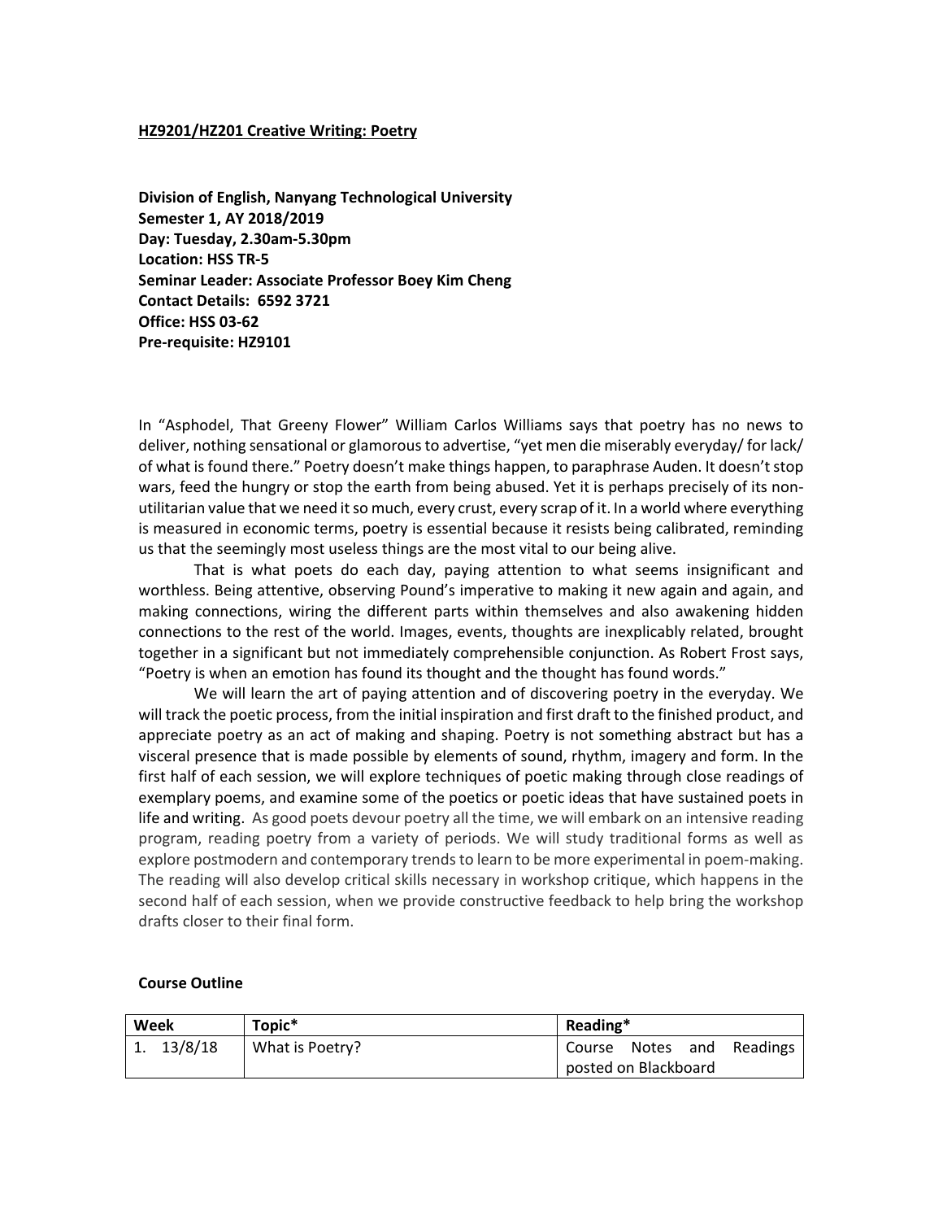**HZ9201/HZ201 Creative Writing: Poetry**

**Division of English, Nanyang Technological University**
**Semester 1, AY 2018/2019**
**Day: Tuesday, 2.30am-5.30pm**
**Location: HSS TR-5**
**Seminar Leader: Associate Professor Boey Kim Cheng**
**Contact Details: 6592 3721**
**Office: HSS 03-62**
**Pre-requisite: HZ9101**

In "Asphodel, That Greeny Flower" William Carlos Williams says that poetry has no news to deliver, nothing sensational or glamorous to advertise, "yet men die miserably everyday/ for lack/ of what is found there." Poetry doesn't make things happen, to paraphrase Auden. It doesn't stop wars, feed the hungry or stop the earth from being abused. Yet it is perhaps precisely of its non-utilitarian value that we need it so much, every crust, every scrap of it. In a world where everything is measured in economic terms, poetry is essential because it resists being calibrated, reminding us that the seemingly most useless things are the most vital to our being alive.

That is what poets do each day, paying attention to what seems insignificant and worthless. Being attentive, observing Pound's imperative to making it new again and again, and making connections, wiring the different parts within themselves and also awakening hidden connections to the rest of the world. Images, events, thoughts are inexplicably related, brought together in a significant but not immediately comprehensible conjunction. As Robert Frost says, "Poetry is when an emotion has found its thought and the thought has found words."

We will learn the art of paying attention and of discovering poetry in the everyday. We will track the poetic process, from the initial inspiration and first draft to the finished product, and appreciate poetry as an act of making and shaping. Poetry is not something abstract but has a visceral presence that is made possible by elements of sound, rhythm, imagery and form. In the first half of each session, we will explore techniques of poetic making through close readings of exemplary poems, and examine some of the poetics or poetic ideas that have sustained poets in life and writing. As good poets devour poetry all the time, we will embark on an intensive reading program, reading poetry from a variety of periods. We will study traditional forms as well as explore postmodern and contemporary trends to learn to be more experimental in poem-making. The reading will also develop critical skills necessary in workshop critique, which happens in the second half of each session, when we provide constructive feedback to help bring the workshop drafts closer to their final form.

**Course Outline**

| Week | Topic* | Reading* |
|---|---|---|
| 1. 13/8/18 | What is Poetry? | Course Notes and Readings posted on Blackboard |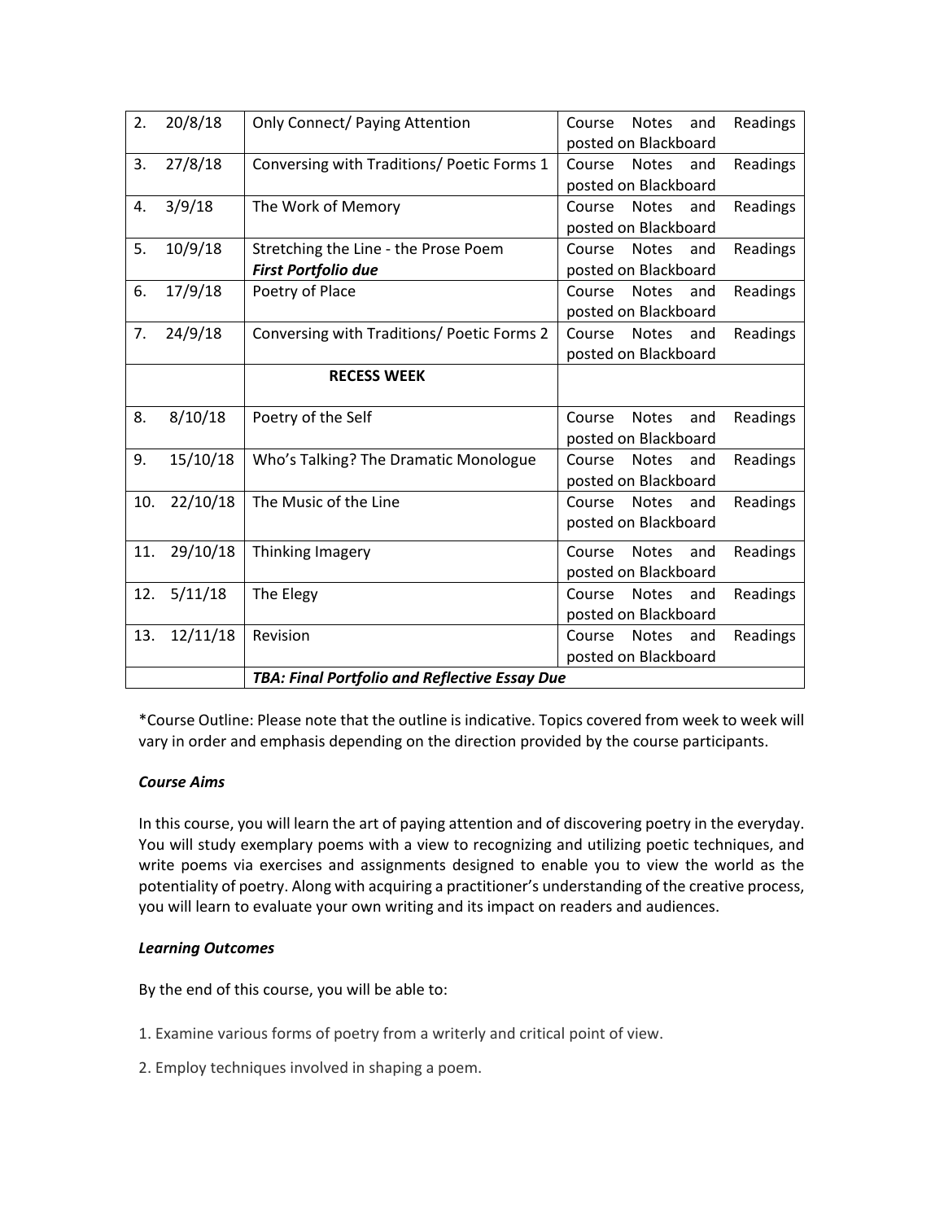| | | | |
|---|---|---|---|
| 2. | 20/8/18 | Only Connect/ Paying Attention | Course Notes and Readings posted on Blackboard |
| 3. | 27/8/18 | Conversing with Traditions/ Poetic Forms 1 | Course Notes and Readings posted on Blackboard |
| 4. | 3/9/18 | The Work of Memory | Course Notes and Readings posted on Blackboard |
| 5. | 10/9/18 | Stretching the Line - the Prose Poem<br>***First Portfolio due*** | Course Notes and Readings posted on Blackboard |
| 6. | 17/9/18 | Poetry of Place | Course Notes and Readings posted on Blackboard |
| 7. | 24/9/18 | Conversing with Traditions/ Poetic Forms 2 | Course Notes and Readings posted on Blackboard |
| | | **RECESS WEEK** | |
| 8. | 8/10/18 | Poetry of the Self | Course Notes and Readings posted on Blackboard |
| 9. | 15/10/18 | Who's Talking? The Dramatic Monologue | Course Notes and Readings posted on Blackboard |
| 10. | 22/10/18 | The Music of the Line | Course Notes and Readings posted on Blackboard |
| 11. | 29/10/18 | Thinking Imagery | Course Notes and Readings posted on Blackboard |
| 12. | 5/11/18 | The Elegy | Course Notes and Readings posted on Blackboard |
| 13. | 12/11/18 | Revision | Course Notes and Readings posted on Blackboard |
| | | ***TBA: Final Portfolio and Reflective Essay Due*** | |

*Course Outline: Please note that the outline is indicative. Topics covered from week to week will vary in order and emphasis depending on the direction provided by the course participants.

***Course Aims***

In this course, you will learn the art of paying attention and of discovering poetry in the everyday. You will study exemplary poems with a view to recognizing and utilizing poetic techniques, and write poems via exercises and assignments designed to enable you to view the world as the potentiality of poetry. Along with acquiring a practitioner's understanding of the creative process, you will learn to evaluate your own writing and its impact on readers and audiences.

***Learning Outcomes***

By the end of this course, you will be able to:

1. Examine various forms of poetry from a writerly and critical point of view.

2. Employ techniques involved in shaping a poem.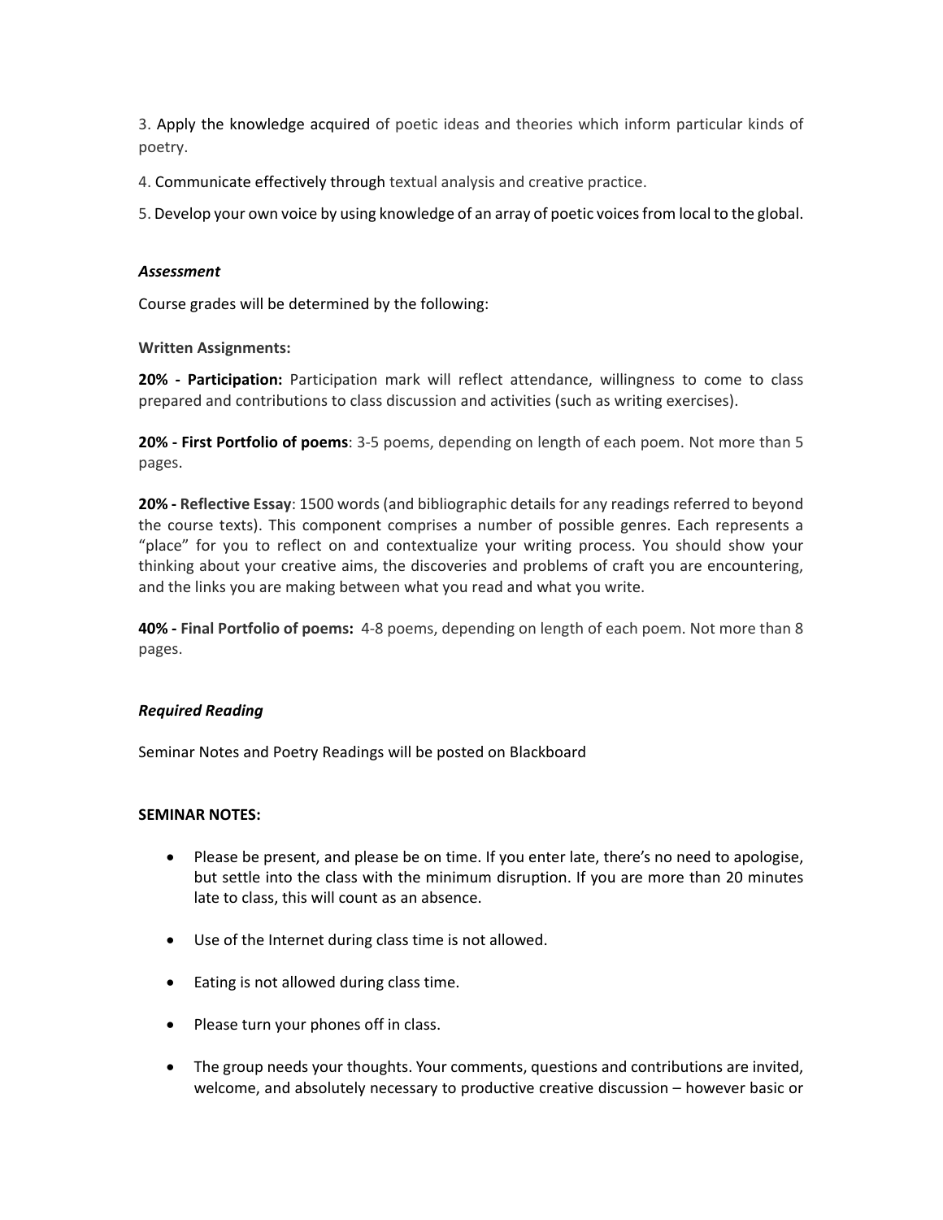3. Apply the knowledge acquired of poetic ideas and theories which inform particular kinds of poetry.

4. Communicate effectively through textual analysis and creative practice.

5. Develop your own voice by using knowledge of an array of poetic voices from local to the global.

***Assessment***

Course grades will be determined by the following:

**Written Assignments:**

**20% - Participation:** Participation mark will reflect attendance, willingness to come to class prepared and contributions to class discussion and activities (such as writing exercises).

**20% - First Portfolio of poems**: 3-5 poems, depending on length of each poem. Not more than 5 pages.

**20% - Reflective Essay**: 1500 words (and bibliographic details for any readings referred to beyond the course texts). This component comprises a number of possible genres. Each represents a "place" for you to reflect on and contextualize your writing process. You should show your thinking about your creative aims, the discoveries and problems of craft you are encountering, and the links you are making between what you read and what you write.

**40% - Final Portfolio of poems:** 4-8 poems, depending on length of each poem. Not more than 8 pages.

***Required Reading***

Seminar Notes and Poetry Readings will be posted on Blackboard

**SEMINAR NOTES:**

- Please be present, and please be on time. If you enter late, there's no need to apologise, but settle into the class with the minimum disruption. If you are more than 20 minutes late to class, this will count as an absence.
- Use of the Internet during class time is not allowed.
- Eating is not allowed during class time.
- Please turn your phones off in class.
- The group needs your thoughts. Your comments, questions and contributions are invited, welcome, and absolutely necessary to productive creative discussion – however basic or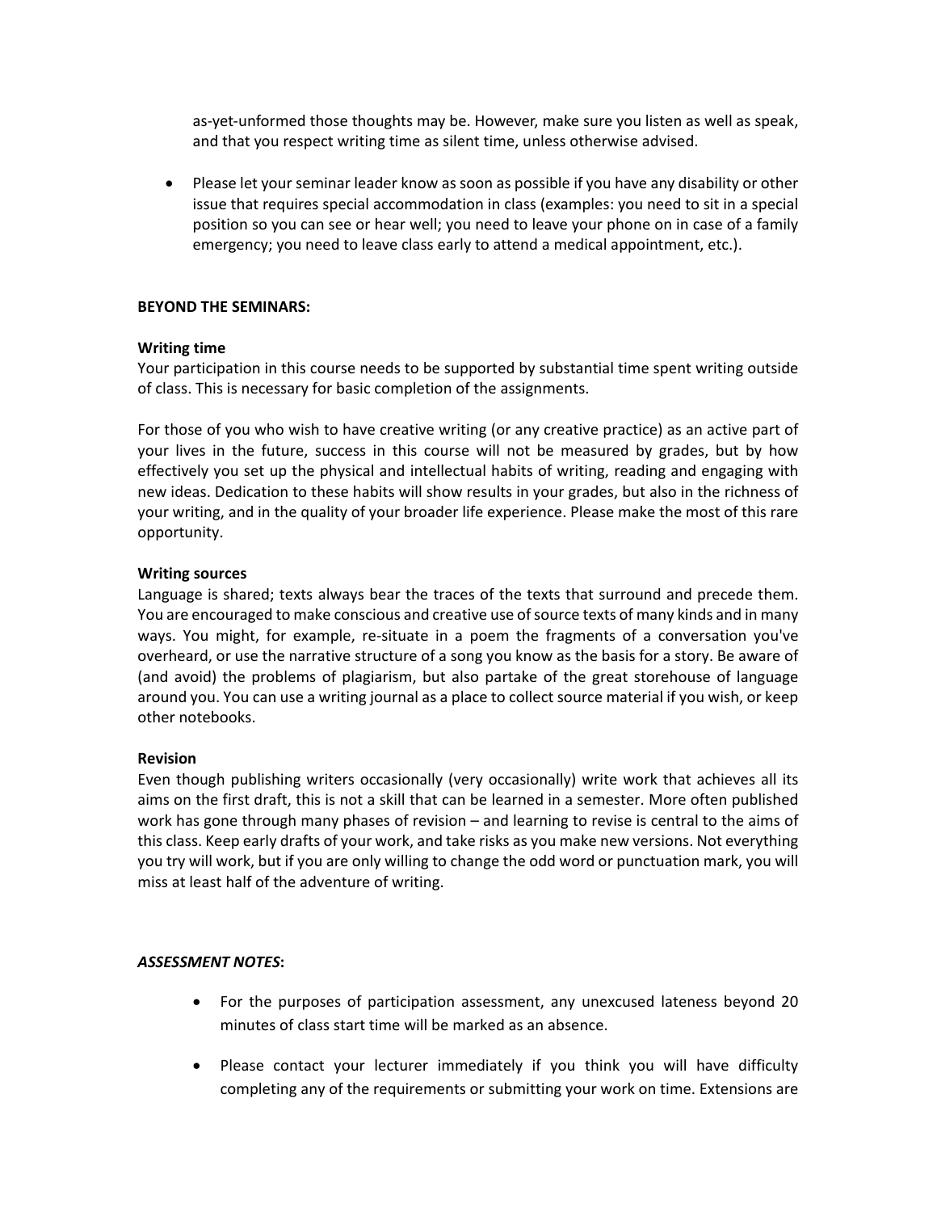as-yet-unformed those thoughts may be. However, make sure you listen as well as speak, and that you respect writing time as silent time, unless otherwise advised.

- Please let your seminar leader know as soon as possible if you have any disability or other issue that requires special accommodation in class (examples: you need to sit in a special position so you can see or hear well; you need to leave your phone on in case of a family emergency; you need to leave class early to attend a medical appointment, etc.).

**BEYOND THE SEMINARS:**

**Writing time**

Your participation in this course needs to be supported by substantial time spent writing outside of class. This is necessary for basic completion of the assignments.

For those of you who wish to have creative writing (or any creative practice) as an active part of your lives in the future, success in this course will not be measured by grades, but by how effectively you set up the physical and intellectual habits of writing, reading and engaging with new ideas. Dedication to these habits will show results in your grades, but also in the richness of your writing, and in the quality of your broader life experience. Please make the most of this rare opportunity.

**Writing sources**

Language is shared; texts always bear the traces of the texts that surround and precede them. You are encouraged to make conscious and creative use of source texts of many kinds and in many ways. You might, for example, re-situate in a poem the fragments of a conversation you've overheard, or use the narrative structure of a song you know as the basis for a story. Be aware of (and avoid) the problems of plagiarism, but also partake of the great storehouse of language around you. You can use a writing journal as a place to collect source material if you wish, or keep other notebooks.

**Revision**

Even though publishing writers occasionally (very occasionally) write work that achieves all its aims on the first draft, this is not a skill that can be learned in a semester. More often published work has gone through many phases of revision – and learning to revise is central to the aims of this class. Keep early drafts of your work, and take risks as you make new versions. Not everything you try will work, but if you are only willing to change the odd word or punctuation mark, you will miss at least half of the adventure of writing.

***ASSESSMENT NOTES*:**

- For the purposes of participation assessment, any unexcused lateness beyond 20 minutes of class start time will be marked as an absence.
- Please contact your lecturer immediately if you think you will have difficulty completing any of the requirements or submitting your work on time. Extensions are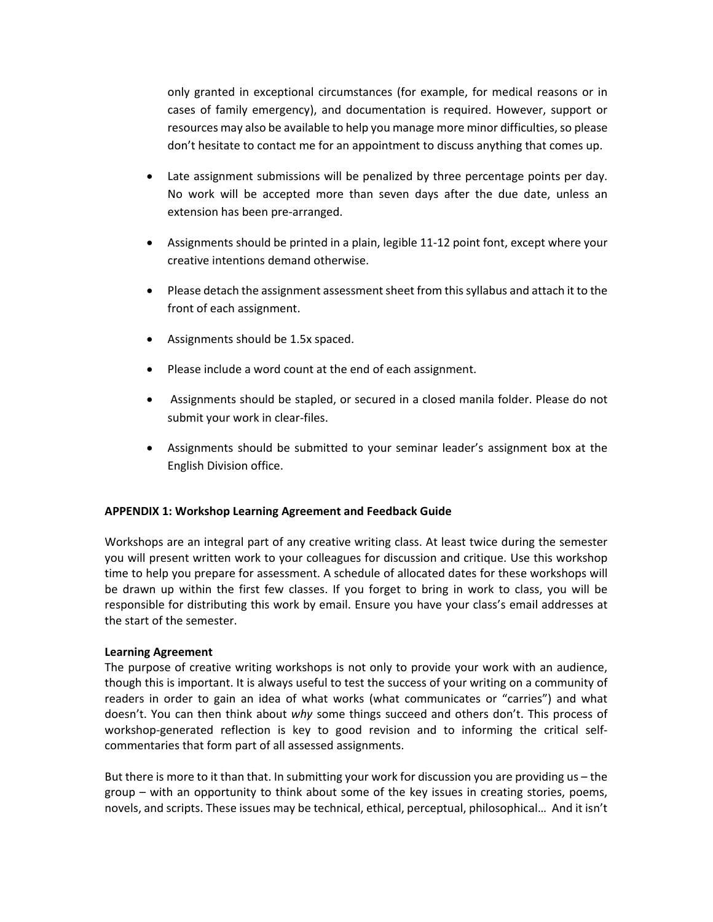only granted in exceptional circumstances (for example, for medical reasons or in cases of family emergency), and documentation is required. However, support or resources may also be available to help you manage more minor difficulties, so please don't hesitate to contact me for an appointment to discuss anything that comes up.

- Late assignment submissions will be penalized by three percentage points per day. No work will be accepted more than seven days after the due date, unless an extension has been pre-arranged.
- Assignments should be printed in a plain, legible 11-12 point font, except where your creative intentions demand otherwise.
- Please detach the assignment assessment sheet from this syllabus and attach it to the front of each assignment.
- Assignments should be 1.5x spaced.
- Please include a word count at the end of each assignment.
- Assignments should be stapled, or secured in a closed manila folder. Please do not submit your work in clear-files.
- Assignments should be submitted to your seminar leader's assignment box at the English Division office.

**APPENDIX 1: Workshop Learning Agreement and Feedback Guide**

Workshops are an integral part of any creative writing class. At least twice during the semester you will present written work to your colleagues for discussion and critique. Use this workshop time to help you prepare for assessment. A schedule of allocated dates for these workshops will be drawn up within the first few classes. If you forget to bring in work to class, you will be responsible for distributing this work by email. Ensure you have your class's email addresses at the start of the semester.

**Learning Agreement**

The purpose of creative writing workshops is not only to provide your work with an audience, though this is important. It is always useful to test the success of your writing on a community of readers in order to gain an idea of what works (what communicates or "carries") and what doesn't. You can then think about *why* some things succeed and others don't. This process of workshop-generated reflection is key to good revision and to informing the critical self-commentaries that form part of all assessed assignments.

But there is more to it than that. In submitting your work for discussion you are providing us – the group – with an opportunity to think about some of the key issues in creating stories, poems, novels, and scripts. These issues may be technical, ethical, perceptual, philosophical… And it isn't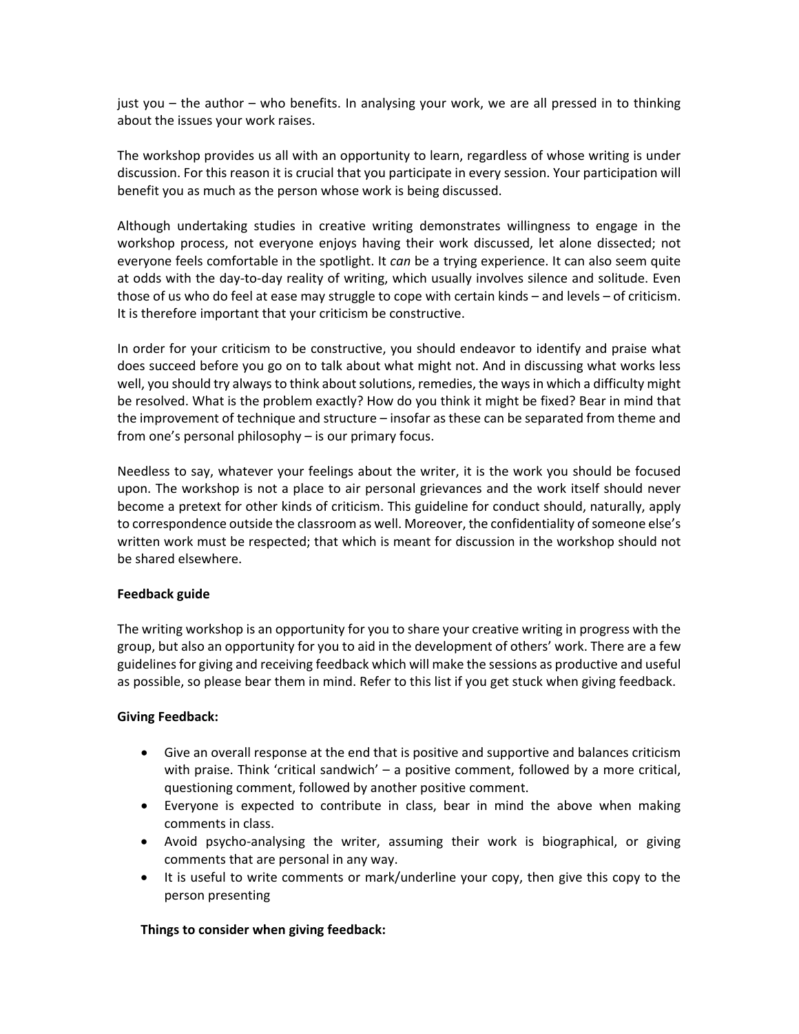just you – the author – who benefits. In analysing your work, we are all pressed in to thinking about the issues your work raises.

The workshop provides us all with an opportunity to learn, regardless of whose writing is under discussion. For this reason it is crucial that you participate in every session. Your participation will benefit you as much as the person whose work is being discussed.

Although undertaking studies in creative writing demonstrates willingness to engage in the workshop process, not everyone enjoys having their work discussed, let alone dissected; not everyone feels comfortable in the spotlight. It *can* be a trying experience. It can also seem quite at odds with the day-to-day reality of writing, which usually involves silence and solitude. Even those of us who do feel at ease may struggle to cope with certain kinds – and levels – of criticism. It is therefore important that your criticism be constructive.

In order for your criticism to be constructive, you should endeavor to identify and praise what does succeed before you go on to talk about what might not. And in discussing what works less well, you should try always to think about solutions, remedies, the ways in which a difficulty might be resolved. What is the problem exactly? How do you think it might be fixed? Bear in mind that the improvement of technique and structure – insofar as these can be separated from theme and from one's personal philosophy – is our primary focus.

Needless to say, whatever your feelings about the writer, it is the work you should be focused upon. The workshop is not a place to air personal grievances and the work itself should never become a pretext for other kinds of criticism. This guideline for conduct should, naturally, apply to correspondence outside the classroom as well. Moreover, the confidentiality of someone else's written work must be respected; that which is meant for discussion in the workshop should not be shared elsewhere.

**Feedback guide**

The writing workshop is an opportunity for you to share your creative writing in progress with the group, but also an opportunity for you to aid in the development of others' work. There are a few guidelines for giving and receiving feedback which will make the sessions as productive and useful as possible, so please bear them in mind. Refer to this list if you get stuck when giving feedback.

**Giving Feedback:**

- Give an overall response at the end that is positive and supportive and balances criticism with praise. Think 'critical sandwich' – a positive comment, followed by a more critical, questioning comment, followed by another positive comment.
- Everyone is expected to contribute in class, bear in mind the above when making comments in class.
- Avoid psycho-analysing the writer, assuming their work is biographical, or giving comments that are personal in any way.
- It is useful to write comments or mark/underline your copy, then give this copy to the person presenting

**Things to consider when giving feedback:**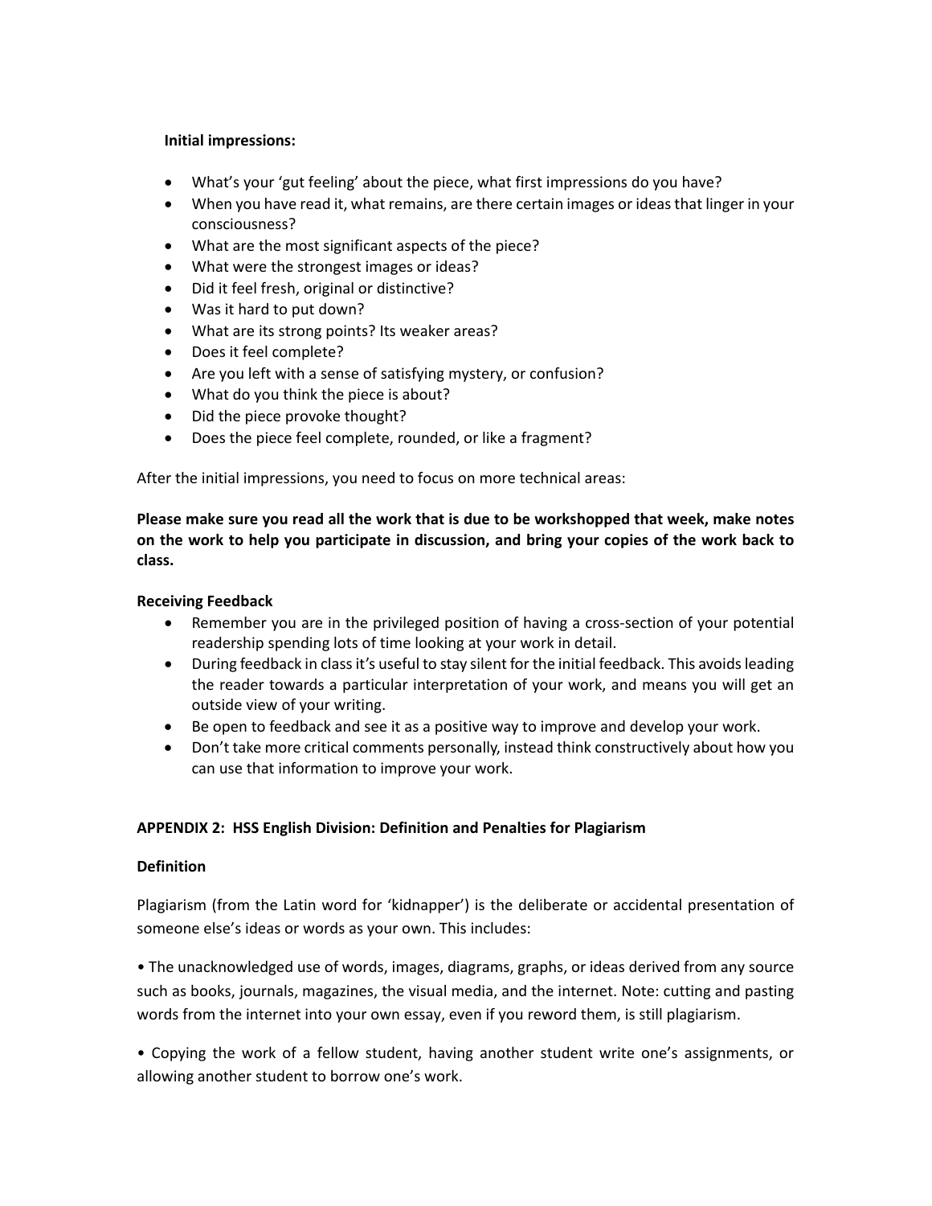**Initial impressions:**

- What's your 'gut feeling' about the piece, what first impressions do you have?
- When you have read it, what remains, are there certain images or ideas that linger in your consciousness?
- What are the most significant aspects of the piece?
- What were the strongest images or ideas?
- Did it feel fresh, original or distinctive?
- Was it hard to put down?
- What are its strong points? Its weaker areas?
- Does it feel complete?
- Are you left with a sense of satisfying mystery, or confusion?
- What do you think the piece is about?
- Did the piece provoke thought?
- Does the piece feel complete, rounded, or like a fragment?

After the initial impressions, you need to focus on more technical areas:

**Please make sure you read all the work that is due to be workshopped that week, make notes on the work to help you participate in discussion, and bring your copies of the work back to class.**

**Receiving Feedback**

- Remember you are in the privileged position of having a cross-section of your potential readership spending lots of time looking at your work in detail.
- During feedback in class it's useful to stay silent for the initial feedback. This avoids leading the reader towards a particular interpretation of your work, and means you will get an outside view of your writing.
- Be open to feedback and see it as a positive way to improve and develop your work.
- Don't take more critical comments personally, instead think constructively about how you can use that information to improve your work.

**APPENDIX 2: HSS English Division: Definition and Penalties for Plagiarism**

**Definition**

Plagiarism (from the Latin word for 'kidnapper') is the deliberate or accidental presentation of someone else's ideas or words as your own. This includes:

• The unacknowledged use of words, images, diagrams, graphs, or ideas derived from any source such as books, journals, magazines, the visual media, and the internet. Note: cutting and pasting words from the internet into your own essay, even if you reword them, is still plagiarism.

• Copying the work of a fellow student, having another student write one's assignments, or allowing another student to borrow one's work.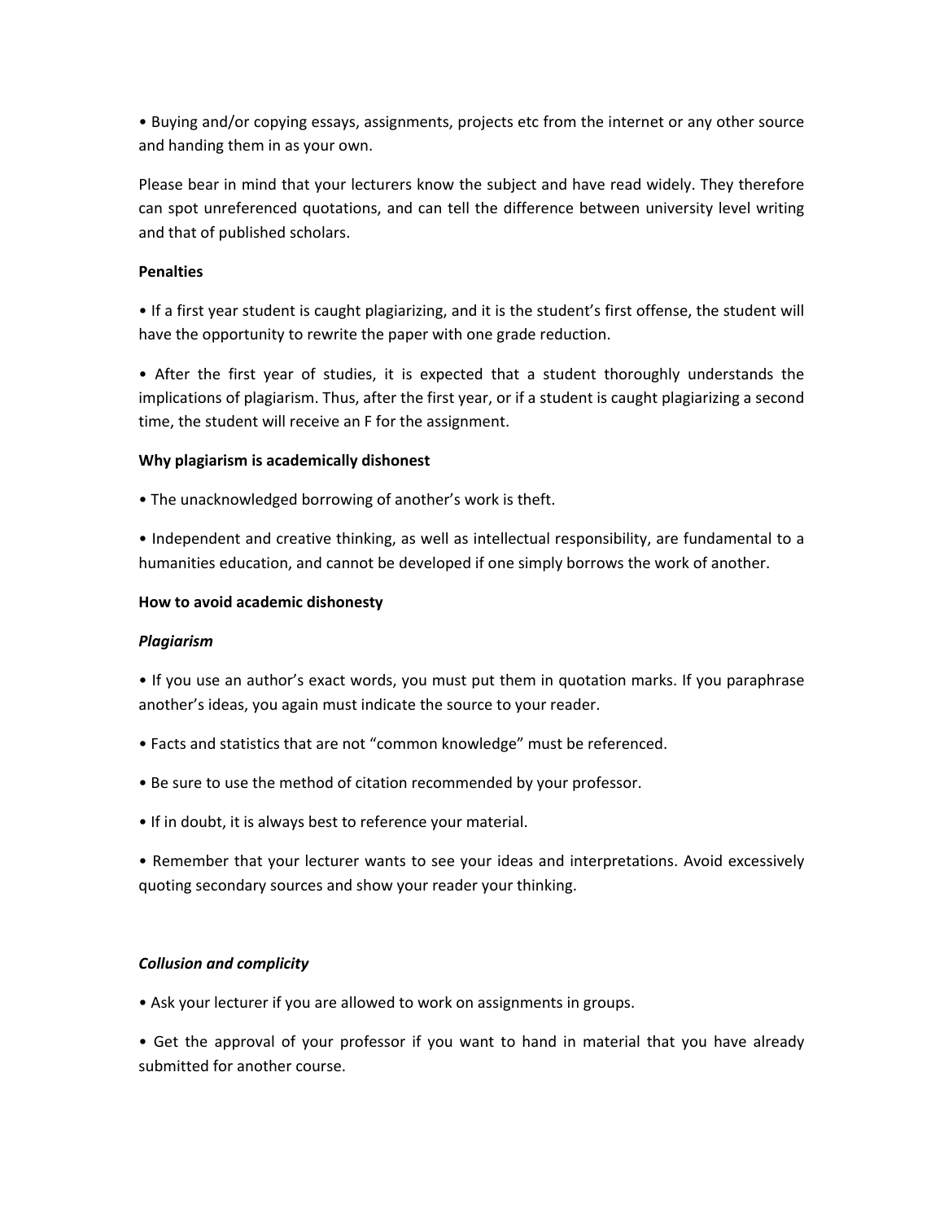- Buying and/or copying essays, assignments, projects etc from the internet or any other source and handing them in as your own.

Please bear in mind that your lecturers know the subject and have read widely. They therefore can spot unreferenced quotations, and can tell the difference between university level writing and that of published scholars.

**Penalties**

- If a first year student is caught plagiarizing, and it is the student's first offense, the student will have the opportunity to rewrite the paper with one grade reduction.
- After the first year of studies, it is expected that a student thoroughly understands the implications of plagiarism. Thus, after the first year, or if a student is caught plagiarizing a second time, the student will receive an F for the assignment.

**Why plagiarism is academically dishonest**

- The unacknowledged borrowing of another's work is theft.
- Independent and creative thinking, as well as intellectual responsibility, are fundamental to a humanities education, and cannot be developed if one simply borrows the work of another.

**How to avoid academic dishonesty**

***Plagiarism***

- If you use an author's exact words, you must put them in quotation marks. If you paraphrase another's ideas, you again must indicate the source to your reader.
- Facts and statistics that are not "common knowledge" must be referenced.
- Be sure to use the method of citation recommended by your professor.
- If in doubt, it is always best to reference your material.
- Remember that your lecturer wants to see your ideas and interpretations. Avoid excessively quoting secondary sources and show your reader your thinking.

***Collusion and complicity***

- Ask your lecturer if you are allowed to work on assignments in groups.
- Get the approval of your professor if you want to hand in material that you have already submitted for another course.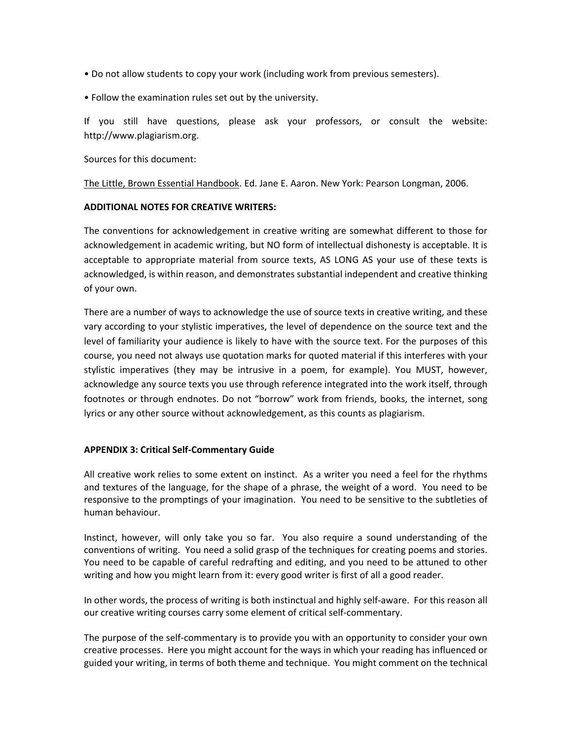- Do not allow students to copy your work (including work from previous semesters).
- Follow the examination rules set out by the university.

If you still have questions, please ask your professors, or consult the website: http://www.plagiarism.org.

Sources for this document:

<u>The Little, Brown Essential Handbook</u>. Ed. Jane E. Aaron. New York: Pearson Longman, 2006.

**ADDITIONAL NOTES FOR CREATIVE WRITERS:**

The conventions for acknowledgement in creative writing are somewhat different to those for acknowledgement in academic writing, but NO form of intellectual dishonesty is acceptable. It is acceptable to appropriate material from source texts, AS LONG AS your use of these texts is acknowledged, is within reason, and demonstrates substantial independent and creative thinking of your own.

There are a number of ways to acknowledge the use of source texts in creative writing, and these vary according to your stylistic imperatives, the level of dependence on the source text and the level of familiarity your audience is likely to have with the source text. For the purposes of this course, you need not always use quotation marks for quoted material if this interferes with your stylistic imperatives (they may be intrusive in a poem, for example). You MUST, however, acknowledge any source texts you use through reference integrated into the work itself, through footnotes or through endnotes. Do not "borrow" work from friends, books, the internet, song lyrics or any other source without acknowledgement, as this counts as plagiarism.

**APPENDIX 3: Critical Self-Commentary Guide**

All creative work relies to some extent on instinct. As a writer you need a feel for the rhythms and textures of the language, for the shape of a phrase, the weight of a word. You need to be responsive to the promptings of your imagination. You need to be sensitive to the subtleties of human behaviour.

Instinct, however, will only take you so far. You also require a sound understanding of the conventions of writing. You need a solid grasp of the techniques for creating poems and stories. You need to be capable of careful redrafting and editing, and you need to be attuned to other writing and how you might learn from it: every good writer is first of all a good reader.

In other words, the process of writing is both instinctual and highly self-aware. For this reason all our creative writing courses carry some element of critical self-commentary.

The purpose of the self-commentary is to provide you with an opportunity to consider your own creative processes. Here you might account for the ways in which your reading has influenced or guided your writing, in terms of both theme and technique. You might comment on the technical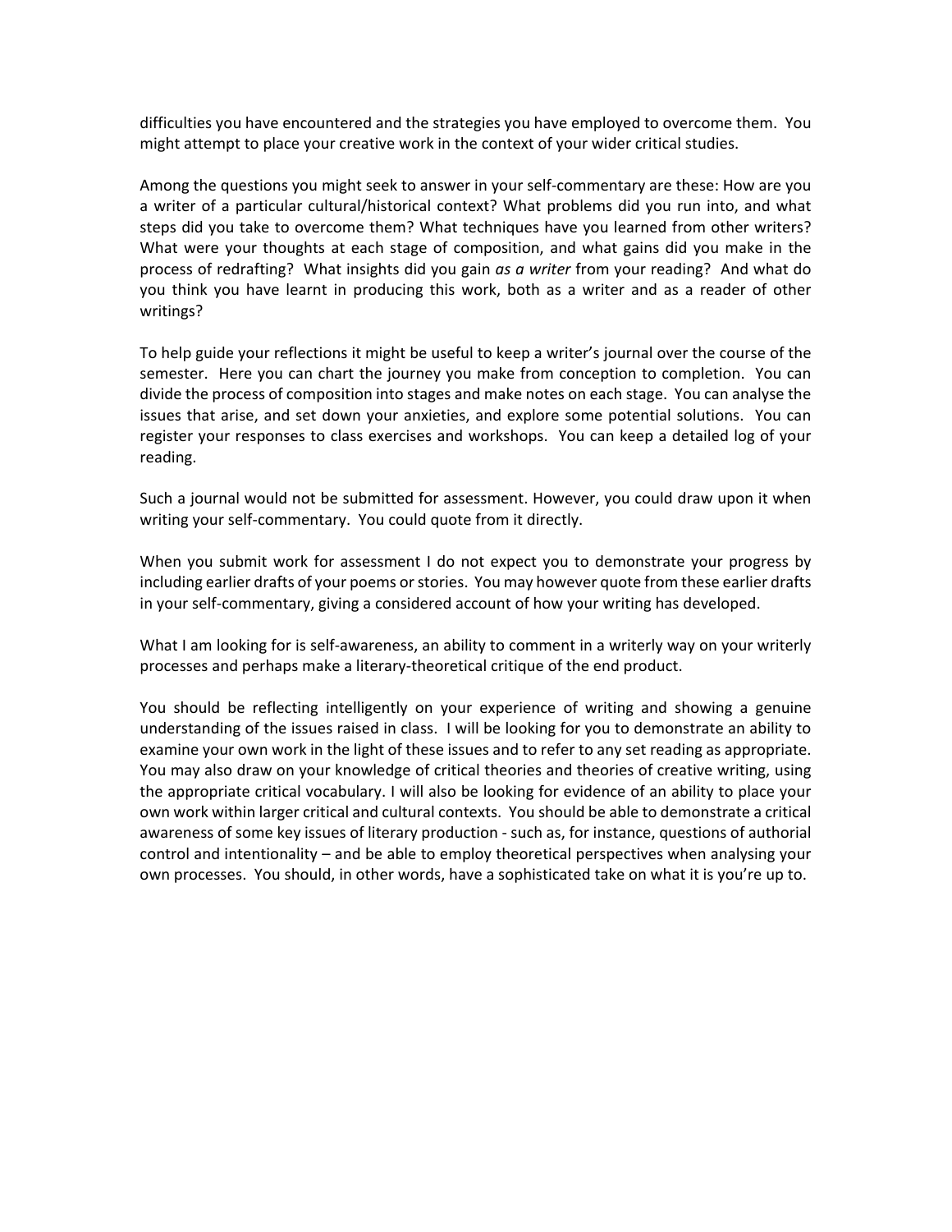difficulties you have encountered and the strategies you have employed to overcome them. You might attempt to place your creative work in the context of your wider critical studies.

Among the questions you might seek to answer in your self-commentary are these: How are you a writer of a particular cultural/historical context? What problems did you run into, and what steps did you take to overcome them? What techniques have you learned from other writers? What were your thoughts at each stage of composition, and what gains did you make in the process of redrafting? What insights did you gain *as a writer* from your reading? And what do you think you have learnt in producing this work, both as a writer and as a reader of other writings?

To help guide your reflections it might be useful to keep a writer's journal over the course of the semester. Here you can chart the journey you make from conception to completion. You can divide the process of composition into stages and make notes on each stage. You can analyse the issues that arise, and set down your anxieties, and explore some potential solutions. You can register your responses to class exercises and workshops. You can keep a detailed log of your reading.

Such a journal would not be submitted for assessment. However, you could draw upon it when writing your self-commentary. You could quote from it directly.

When you submit work for assessment I do not expect you to demonstrate your progress by including earlier drafts of your poems or stories. You may however quote from these earlier drafts in your self-commentary, giving a considered account of how your writing has developed.

What I am looking for is self-awareness, an ability to comment in a writerly way on your writerly processes and perhaps make a literary-theoretical critique of the end product.

You should be reflecting intelligently on your experience of writing and showing a genuine understanding of the issues raised in class. I will be looking for you to demonstrate an ability to examine your own work in the light of these issues and to refer to any set reading as appropriate. You may also draw on your knowledge of critical theories and theories of creative writing, using the appropriate critical vocabulary. I will also be looking for evidence of an ability to place your own work within larger critical and cultural contexts. You should be able to demonstrate a critical awareness of some key issues of literary production - such as, for instance, questions of authorial control and intentionality – and be able to employ theoretical perspectives when analysing your own processes. You should, in other words, have a sophisticated take on what it is you're up to.